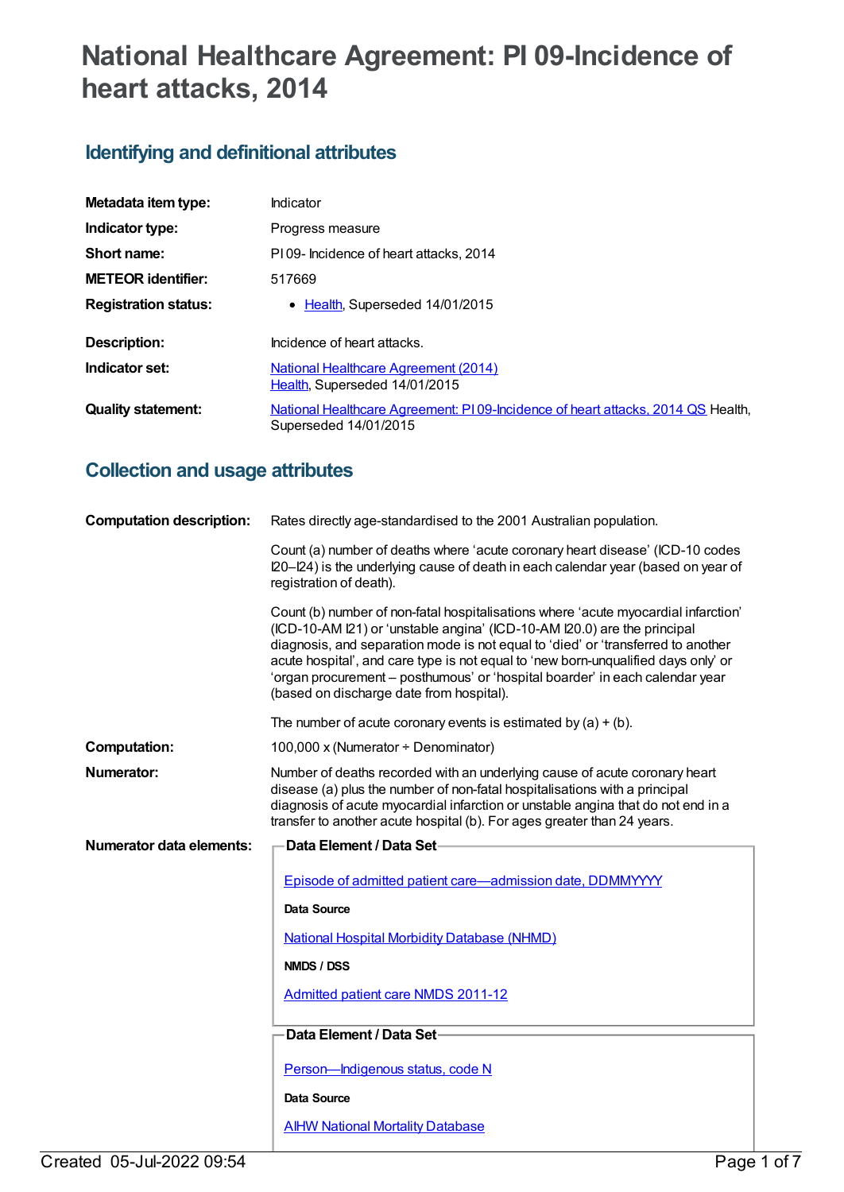# National Healthcare Agreement: PI 09-Incidence of heart attacks, 2014

## Identifying and definitional attributes

| | |
|---|---|
| **Metadata item type:** | Indicator |
| **Indicator type:** | Progress measure |
| **Short name:** | PI 09- Incidence of heart attacks, 2014 |
| **METEOR identifier:** | 517669 |
| **Registration status:** | • Health, Superseded 14/01/2015 |
| **Description:** | Incidence of heart attacks. |
| **Indicator set:** | National Healthcare Agreement (2014) Health, Superseded 14/01/2015 |
| **Quality statement:** | National Healthcare Agreement: PI 09-Incidence of heart attacks, 2014 QS Health, Superseded 14/01/2015 |

## Collection and usage attributes

**Computation description:**

Rates directly age-standardised to the 2001 Australian population.

Count (a) number of deaths where 'acute coronary heart disease' (ICD-10 codes I20–I24) is the underlying cause of death in each calendar year (based on year of registration of death).

Count (b) number of non-fatal hospitalisations where 'acute myocardial infarction' (ICD-10-AM I21) or 'unstable angina' (ICD-10-AM I20.0) are the principal diagnosis, and separation mode is not equal to 'died' or 'transferred to another acute hospital', and care type is not equal to 'new born-unqualified days only' or 'organ procurement – posthumous' or 'hospital boarder' in each calendar year (based on discharge date from hospital).

The number of acute coronary events is estimated by (a) + (b).

**Computation:** 100,000 x (Numerator ÷ Denominator)

**Numerator:** Number of deaths recorded with an underlying cause of acute coronary heart disease (a) plus the number of non-fatal hospitalisations with a principal diagnosis of acute myocardial infarction or unstable angina that do not end in a transfer to another acute hospital (b). For ages greater than 24 years.

**Numerator data elements:**

**Data Element / Data Set**

Episode of admitted patient care—admission date, DDMMYYYY

**Data Source**

National Hospital Morbidity Database (NHMD)

**NMDS / DSS**

Admitted patient care NMDS 2011-12

**Data Element / Data Set**

Person—Indigenous status, code N

**Data Source**

AIHW National Mortality Database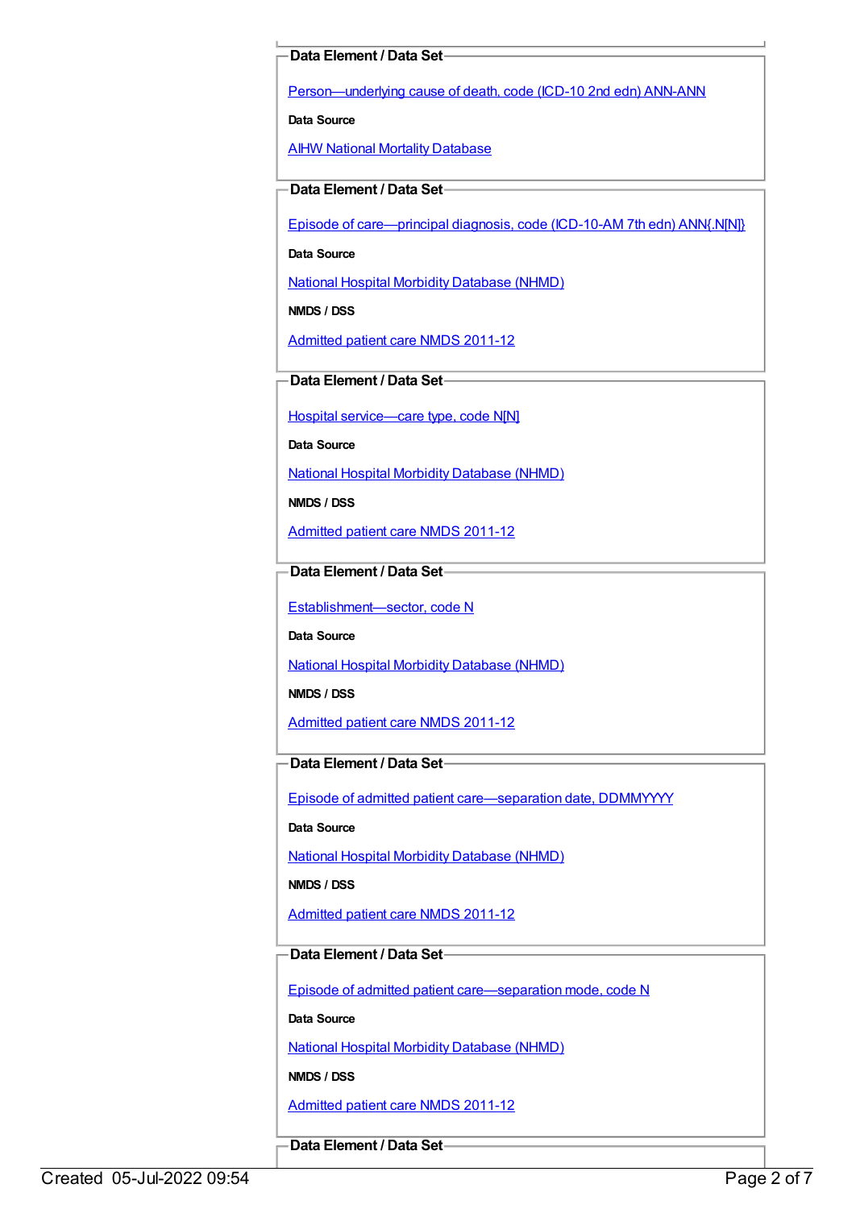**Data Element / Data Set**

Person—underlying cause of death, code (ICD-10 2nd edn) ANN-ANN

**Data Source**

AIHW National Mortality Database

**Data Element / Data Set**

Episode of care—principal diagnosis, code (ICD-10-AM 7th edn) ANN{.N[N]}

**Data Source**

National Hospital Morbidity Database (NHMD)

**NMDS / DSS**

Admitted patient care NMDS 2011-12

**Data Element / Data Set**

Hospital service—care type, code N[N]

**Data Source**

National Hospital Morbidity Database (NHMD)

**NMDS / DSS**

Admitted patient care NMDS 2011-12

**Data Element / Data Set**

Establishment—sector, code N

**Data Source**

National Hospital Morbidity Database (NHMD)

**NMDS / DSS**

Admitted patient care NMDS 2011-12

**Data Element / Data Set**

Episode of admitted patient care—separation date, DDMMYYYY

**Data Source**

National Hospital Morbidity Database (NHMD)

**NMDS / DSS**

Admitted patient care NMDS 2011-12

**Data Element / Data Set**

Episode of admitted patient care—separation mode, code N

**Data Source**

National Hospital Morbidity Database (NHMD)

**NMDS / DSS**

Admitted patient care NMDS 2011-12

**Data Element / Data Set**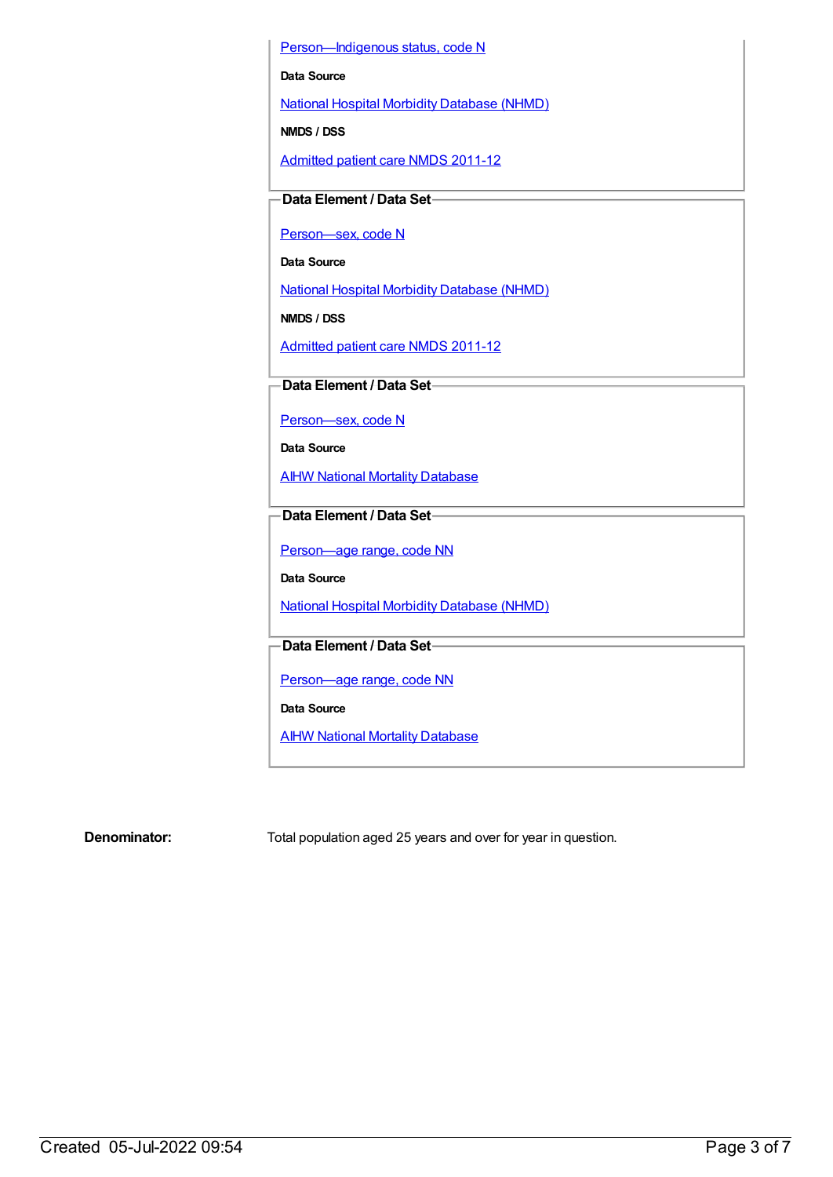Person—Indigenous status, code N

**Data Source**

National Hospital Morbidity Database (NHMD)

**NMDS / DSS**

Admitted patient care NMDS 2011-12

**Data Element / Data Set**

Person—sex, code N

**Data Source**

National Hospital Morbidity Database (NHMD)

**NMDS / DSS**

Admitted patient care NMDS 2011-12

**Data Element / Data Set**

Person—sex, code N

**Data Source**

AIHW National Mortality Database

**Data Element / Data Set**

Person—age range, code NN

**Data Source**

National Hospital Morbidity Database (NHMD)

**Data Element / Data Set**

Person—age range, code NN

**Data Source**

AIHW National Mortality Database

**Denominator:** Total population aged 25 years and over for year in question.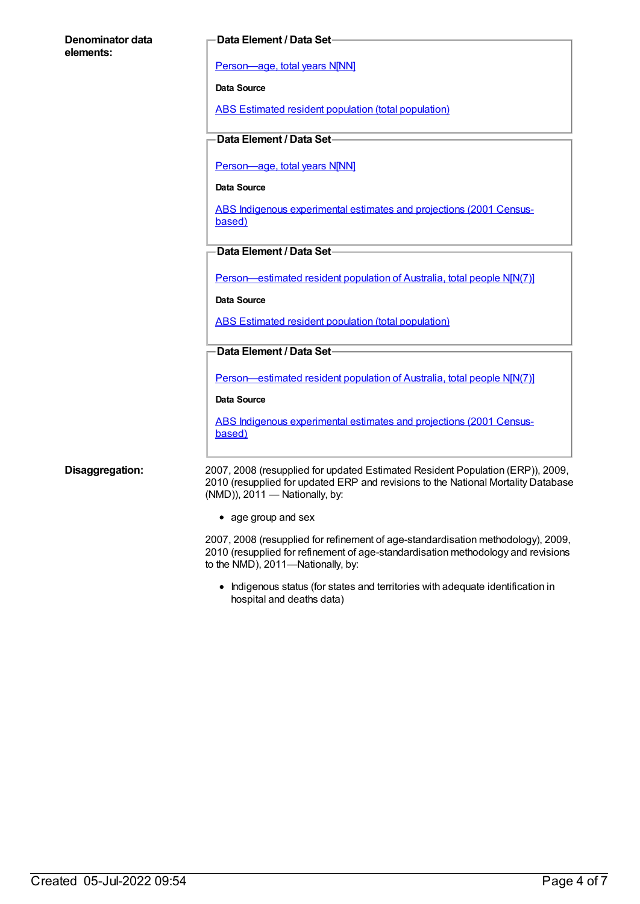**Denominator data elements:**

**Data Element / Data Set**

Person—age, total years N[NN]

**Data Source**

ABS Estimated resident population (total population)

**Data Element / Data Set**

Person—age, total years N[NN]

**Data Source**

ABS Indigenous experimental estimates and projections (2001 Census-based)

**Data Element / Data Set**

Person—estimated resident population of Australia, total people N[N(7)]

**Data Source**

ABS Estimated resident population (total population)

**Data Element / Data Set**

Person—estimated resident population of Australia, total people N[N(7)]

**Data Source**

ABS Indigenous experimental estimates and projections (2001 Census-based)

**Disaggregation:**

2007, 2008 (resupplied for updated Estimated Resident Population (ERP)), 2009, 2010 (resupplied for updated ERP and revisions to the National Mortality Database (NMD)), 2011 — Nationally, by:

- age group and sex

2007, 2008 (resupplied for refinement of age-standardisation methodology), 2009, 2010 (resupplied for refinement of age-standardisation methodology and revisions to the NMD), 2011—Nationally, by:

- Indigenous status (for states and territories with adequate identification in hospital and deaths data)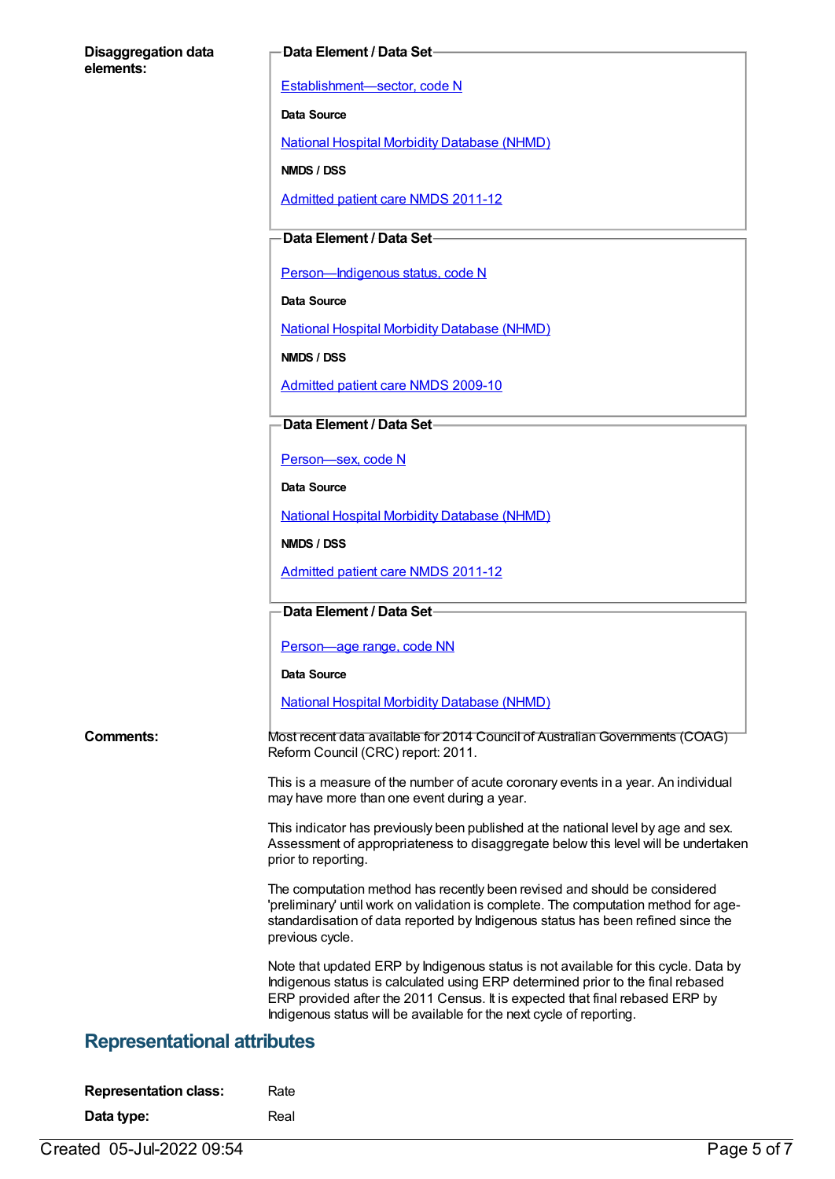**Disaggregation data elements:**

**Data Element / Data Set**

Establishment—sector, code N

**Data Source**

National Hospital Morbidity Database (NHMD)

**NMDS / DSS**

Admitted patient care NMDS 2011-12

**Data Element / Data Set**

Person—Indigenous status, code N

**Data Source**

National Hospital Morbidity Database (NHMD)

**NMDS / DSS**

Admitted patient care NMDS 2009-10

**Data Element / Data Set**

Person—sex, code N

**Data Source**

National Hospital Morbidity Database (NHMD)

**NMDS / DSS**

Admitted patient care NMDS 2011-12

**Data Element / Data Set**

Person—age range, code NN

**Data Source**

National Hospital Morbidity Database (NHMD)

**Comments:**

Most recent data available for 2014 Council of Australian Governments (COAG) Reform Council (CRC) report: 2011.

This is a measure of the number of acute coronary events in a year. An individual may have more than one event during a year.

This indicator has previously been published at the national level by age and sex. Assessment of appropriateness to disaggregate below this level will be undertaken prior to reporting.

The computation method has recently been revised and should be considered 'preliminary' until work on validation is complete. The computation method for age-standardisation of data reported by Indigenous status has been refined since the previous cycle.

Note that updated ERP by Indigenous status is not available for this cycle. Data by Indigenous status is calculated using ERP determined prior to the final rebased ERP provided after the 2011 Census. It is expected that final rebased ERP by Indigenous status will be available for the next cycle of reporting.

## Representational attributes

**Representation class:** Rate

**Data type:** Real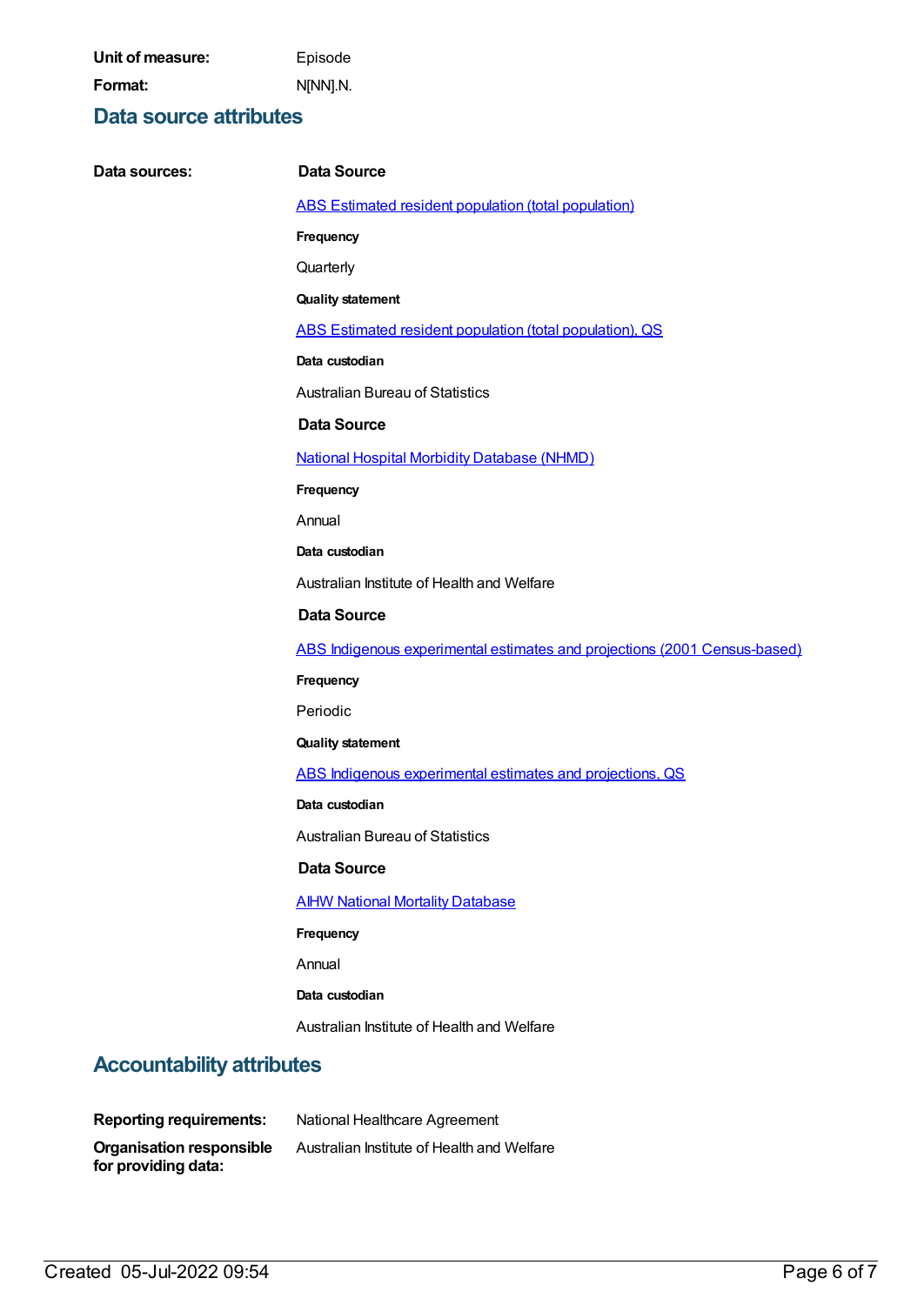**Unit of measure:** Episode

**Format:** N[NN].N.

## Data source attributes

**Data sources:**

**Data Source**

ABS Estimated resident population (total population)

**Frequency**

Quarterly

**Quality statement**

ABS Estimated resident population (total population), QS

**Data custodian**

Australian Bureau of Statistics

**Data Source**

National Hospital Morbidity Database (NHMD)

**Frequency**

Annual

**Data custodian**

Australian Institute of Health and Welfare

**Data Source**

ABS Indigenous experimental estimates and projections (2001 Census-based)

**Frequency**

Periodic

**Quality statement**

ABS Indigenous experimental estimates and projections, QS

**Data custodian**

Australian Bureau of Statistics

**Data Source**

AIHW National Mortality Database

**Frequency**

Annual

**Data custodian**

Australian Institute of Health and Welfare

## Accountability attributes

**Reporting requirements:** National Healthcare Agreement

**Organisation responsible for providing data:** Australian Institute of Health and Welfare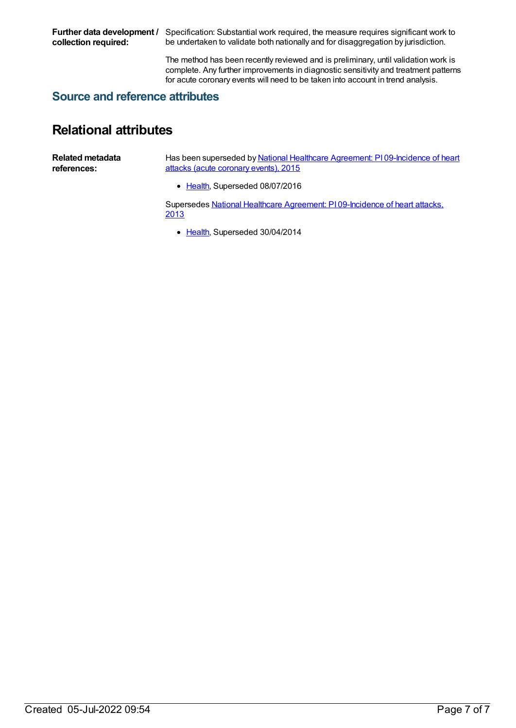**Further data development / collection required:** Specification: Substantial work required, the measure requires significant work to be undertaken to validate both nationally and for disaggregation by jurisdiction.

The method has been recently reviewed and is preliminary, until validation work is complete. Any further improvements in diagnostic sensitivity and treatment patterns for acute coronary events will need to be taken into account in trend analysis.

### Source and reference attributes

## Relational attributes

**Related metadata references:**

Has been superseded by National Healthcare Agreement: PI 09-Incidence of heart attacks (acute coronary events), 2015

- Health, Superseded 08/07/2016

Supersedes National Healthcare Agreement: PI 09-Incidence of heart attacks, 2013

- Health, Superseded 30/04/2014